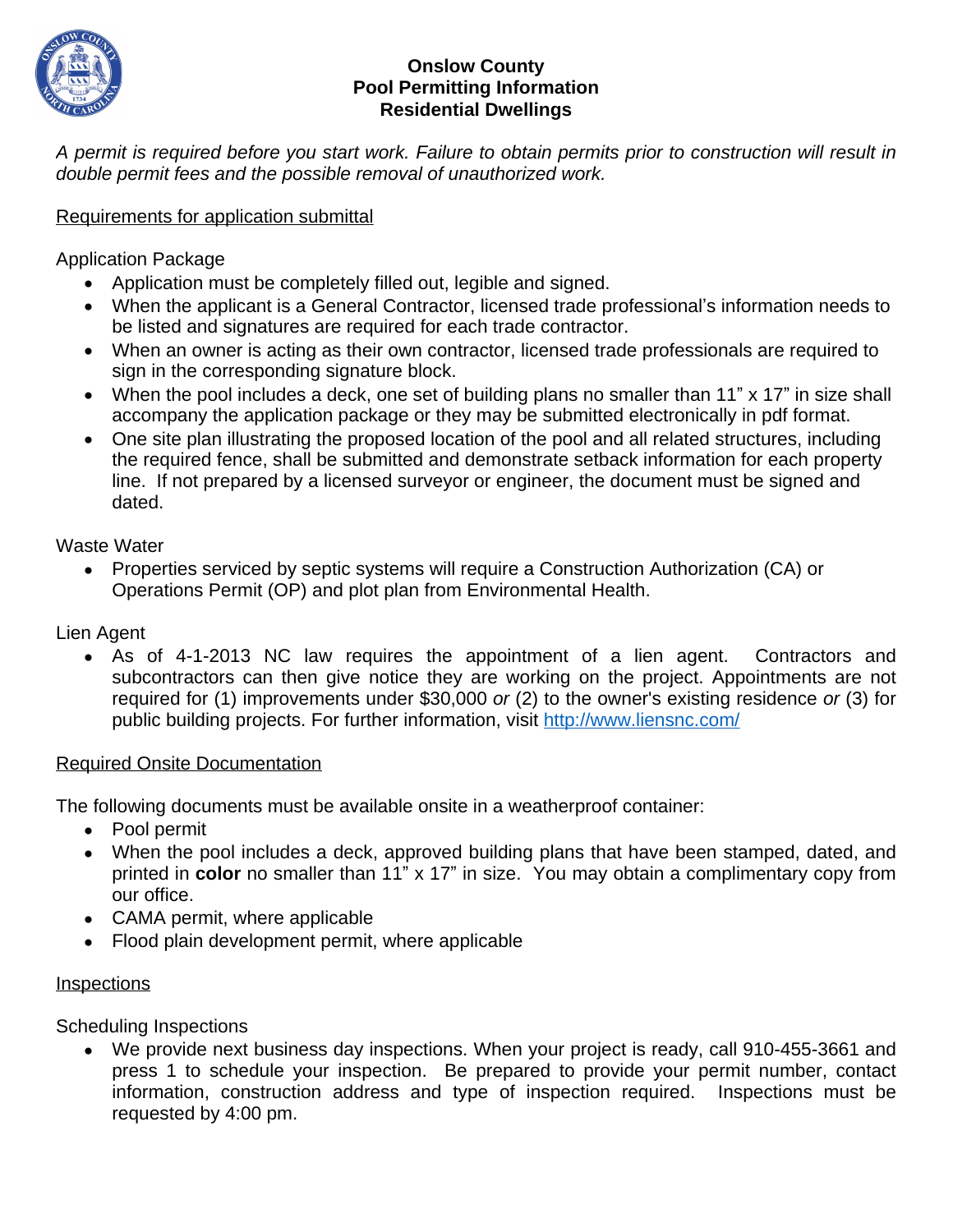# Onslow County
## Pool Permitting Information
## Residential Dwellings

*A permit is required before you start work. Failure to obtain permits prior to construction will result in double permit fees and the possible removal of unauthorized work.*

## Requirements for application submittal

### Application Package

- Application must be completely filled out, legible and signed.
- When the applicant is a General Contractor, licensed trade professional's information needs to be listed and signatures are required for each trade contractor.
- When an owner is acting as their own contractor, licensed trade professionals are required to sign in the corresponding signature block.
- When the pool includes a deck, one set of building plans no smaller than 11" x 17" in size shall accompany the application package or they may be submitted electronically in pdf format.
- One site plan illustrating the proposed location of the pool and all related structures, including the required fence, shall be submitted and demonstrate setback information for each property line. If not prepared by a licensed surveyor or engineer, the document must be signed and dated.

### Waste Water

- Properties serviced by septic systems will require a Construction Authorization (CA) or Operations Permit (OP) and plot plan from Environmental Health.

### Lien Agent

- As of 4-1-2013 NC law requires the appointment of a lien agent. Contractors and subcontractors can then give notice they are working on the project. Appointments are not required for (1) improvements under $30,000 *or* (2) to the owner's existing residence *or* (3) for public building projects. For further information, visit [http://www.liensnc.com/](http://www.liensnc.com/)

## Required Onsite Documentation

The following documents must be available onsite in a weatherproof container:

- Pool permit
- When the pool includes a deck, approved building plans that have been stamped, dated, and printed in **color** no smaller than 11" x 17" in size. You may obtain a complimentary copy from our office.
- CAMA permit, where applicable
- Flood plain development permit, where applicable

## Inspections

### Scheduling Inspections

- We provide next business day inspections. When your project is ready, call 910-455-3661 and press 1 to schedule your inspection. Be prepared to provide your permit number, contact information, construction address and type of inspection required. Inspections must be requested by 4:00 pm.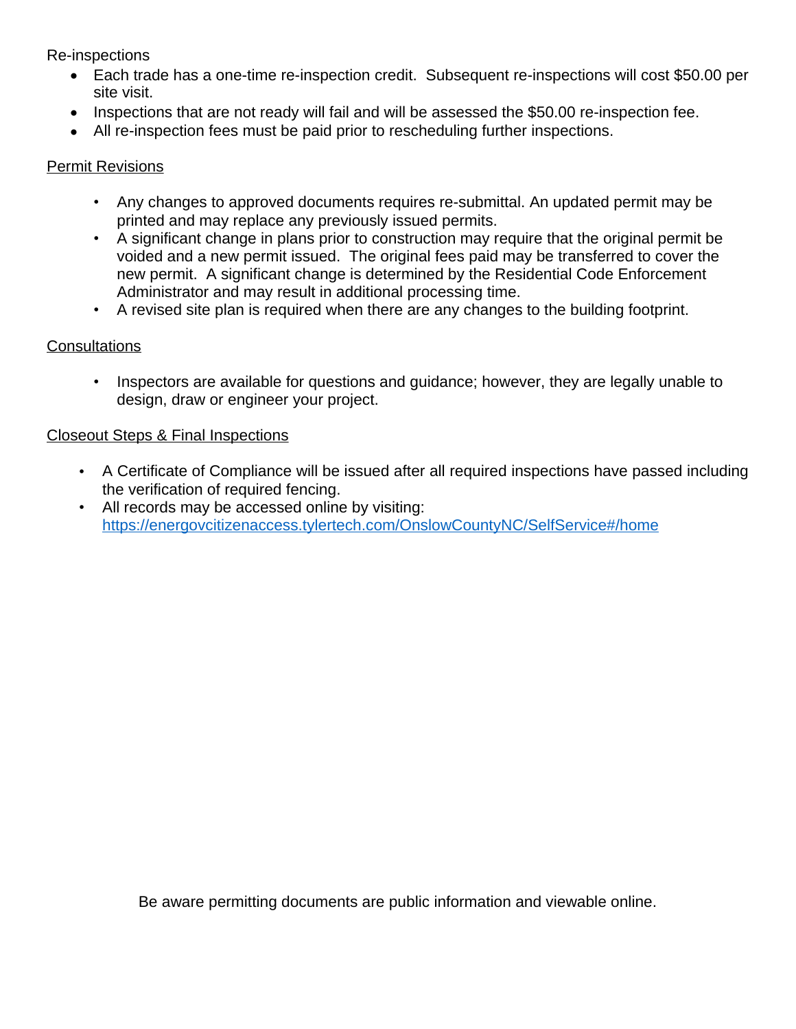Re-inspections

- Each trade has a one-time re-inspection credit.  Subsequent re-inspections will cost $50.00 per site visit.
- Inspections that are not ready will fail and will be assessed the $50.00 re-inspection fee.
- All re-inspection fees must be paid prior to rescheduling further inspections.

Permit Revisions

- Any changes to approved documents requires re-submittal. An updated permit may be printed and may replace any previously issued permits.
- A significant change in plans prior to construction may require that the original permit be voided and a new permit issued.  The original fees paid may be transferred to cover the new permit.  A significant change is determined by the Residential Code Enforcement Administrator and may result in additional processing time.
- A revised site plan is required when there are any changes to the building footprint.

Consultations

- Inspectors are available for questions and guidance; however, they are legally unable to design, draw or engineer your project.

Closeout Steps & Final Inspections

- A Certificate of Compliance will be issued after all required inspections have passed including the verification of required fencing.
- All records may be accessed online by visiting: [https://energovcitizenaccess.tylertech.com/OnslowCountyNC/SelfService#/home](https://energovcitizenaccess.tylertech.com/OnslowCountyNC/SelfService#/home)

Be aware permitting documents are public information and viewable online.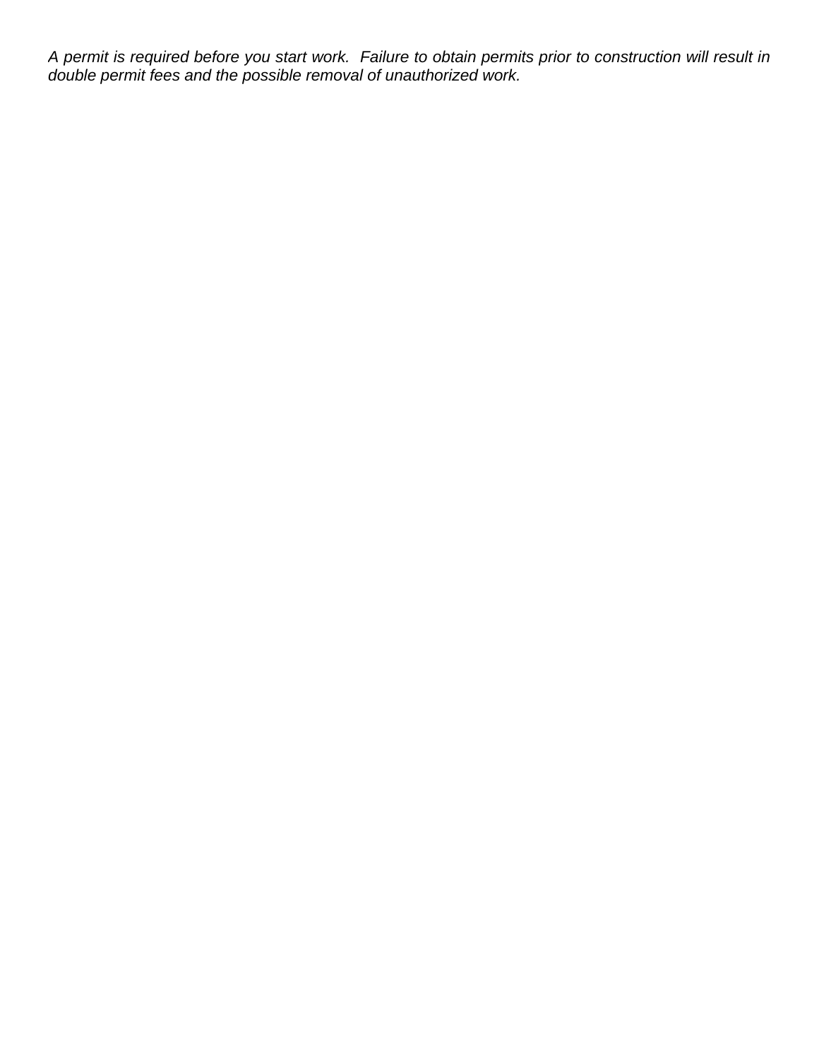*A permit is required before you start work.  Failure to obtain permits prior to construction will result in double permit fees and the possible removal of unauthorized work.*